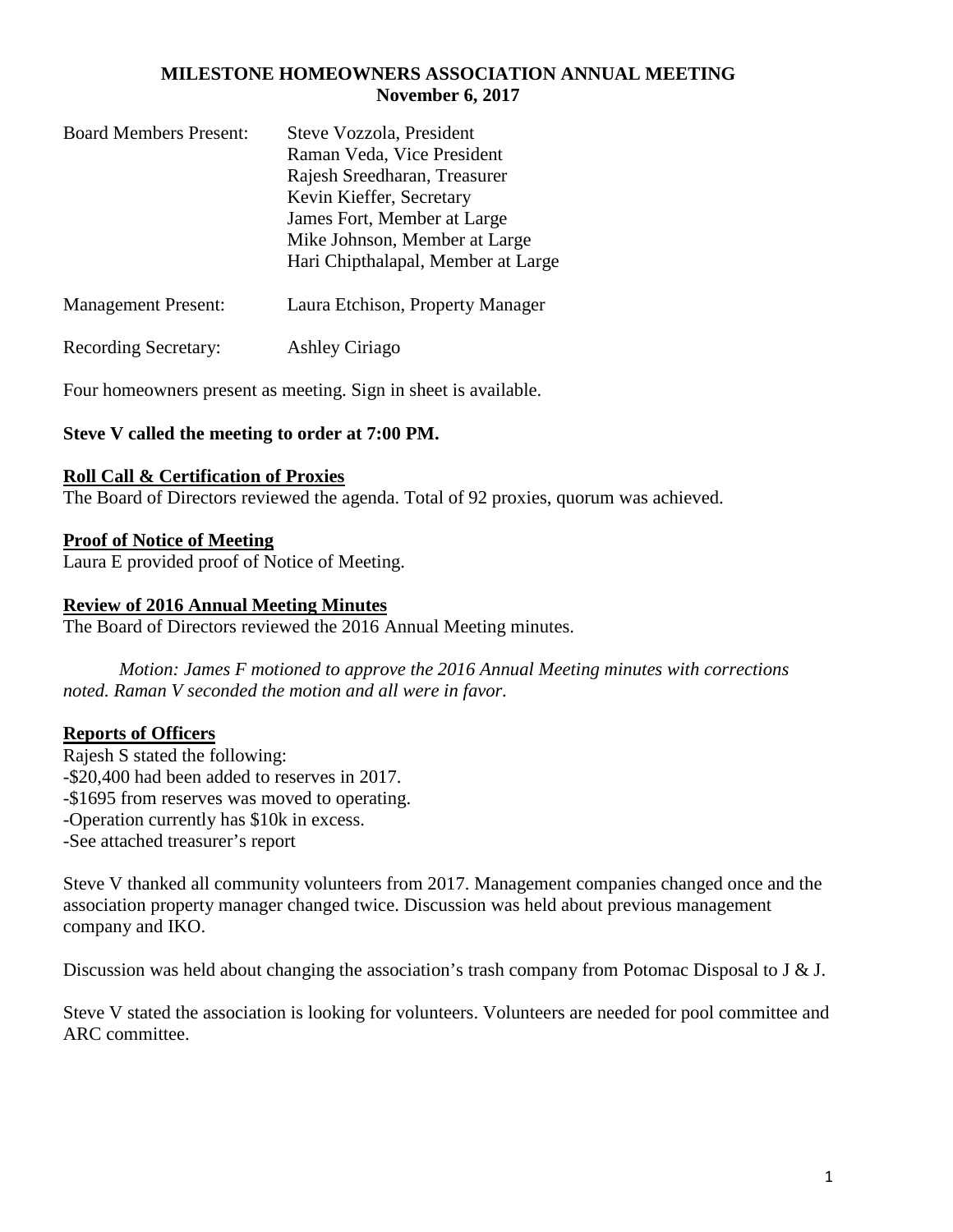**MILESTONE HOMEOWNERS ASSOCIATION ANNUAL MEETING**
**November 6, 2017**

| | |
|---|---|
| Board Members Present: | Steve Vozzola, President<br>Raman Veda, Vice President<br>Rajesh Sreedharan, Treasurer<br>Kevin Kieffer, Secretary<br>James Fort, Member at Large<br>Mike Johnson, Member at Large<br>Hari Chipthalapal, Member at Large |
| Management Present: | Laura Etchison, Property Manager |
| Recording Secretary: | Ashley Ciriago |

Four homeowners present as meeting. Sign in sheet is available.

**Steve V called the meeting to order at 7:00 PM.**

**Roll Call & Certification of Proxies**

The Board of Directors reviewed the agenda. Total of 92 proxies, quorum was achieved.

**Proof of Notice of Meeting**

Laura E provided proof of Notice of Meeting.

**Review of 2016 Annual Meeting Minutes**

The Board of Directors reviewed the 2016 Annual Meeting minutes.

*Motion: James F motioned to approve the 2016 Annual Meeting minutes with corrections noted. Raman V seconded the motion and all were in favor.*

**Reports of Officers**

Rajesh S stated the following:
-$20,400 had been added to reserves in 2017.
-$1695 from reserves was moved to operating.
-Operation currently has $10k in excess.
-See attached treasurer's report

Steve V thanked all community volunteers from 2017. Management companies changed once and the association property manager changed twice. Discussion was held about previous management company and IKO.

Discussion was held about changing the association's trash company from Potomac Disposal to J & J.

Steve V stated the association is looking for volunteers. Volunteers are needed for pool committee and ARC committee.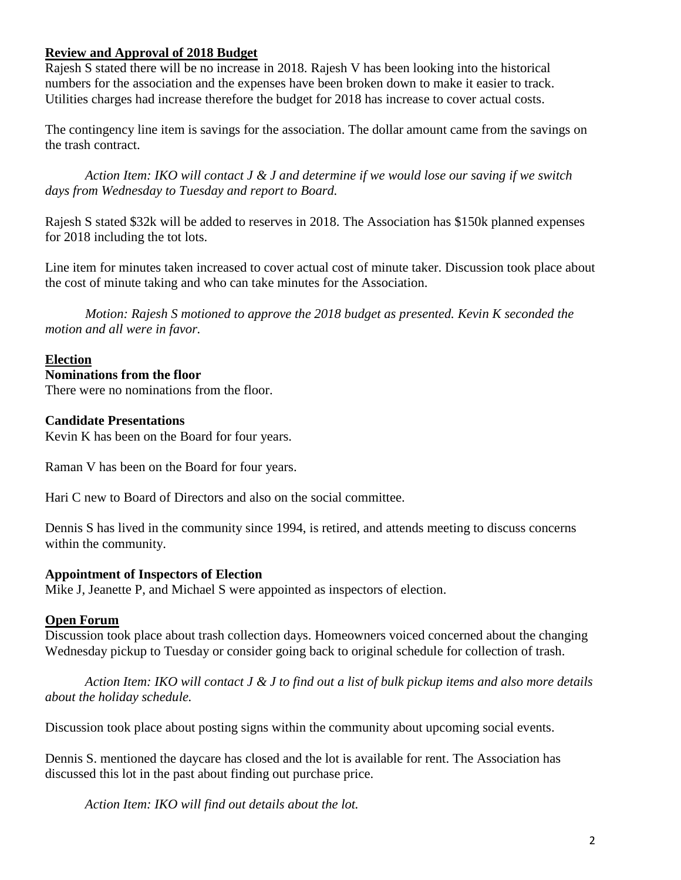## Review and Approval of 2018 Budget

Rajesh S stated there will be no increase in 2018. Rajesh V has been looking into the historical numbers for the association and the expenses have been broken down to make it easier to track. Utilities charges had increase therefore the budget for 2018 has increase to cover actual costs.

The contingency line item is savings for the association. The dollar amount came from the savings on the trash contract.

*Action Item: IKO will contact J & J and determine if we would lose our saving if we switch days from Wednesday to Tuesday and report to Board.*

Rajesh S stated $32k will be added to reserves in 2018. The Association has $150k planned expenses for 2018 including the tot lots.

Line item for minutes taken increased to cover actual cost of minute taker. Discussion took place about the cost of minute taking and who can take minutes for the Association.

*Motion: Rajesh S motioned to approve the 2018 budget as presented. Kevin K seconded the motion and all were in favor.*

## Election

### Nominations from the floor

There were no nominations from the floor.

### Candidate Presentations

Kevin K has been on the Board for four years.

Raman V has been on the Board for four years.

Hari C new to Board of Directors and also on the social committee.

Dennis S has lived in the community since 1994, is retired, and attends meeting to discuss concerns within the community.

### Appointment of Inspectors of Election

Mike J, Jeanette P, and Michael S were appointed as inspectors of election.

## Open Forum

Discussion took place about trash collection days. Homeowners voiced concerned about the changing Wednesday pickup to Tuesday or consider going back to original schedule for collection of trash.

*Action Item: IKO will contact J & J to find out a list of bulk pickup items and also more details about the holiday schedule.*

Discussion took place about posting signs within the community about upcoming social events.

Dennis S. mentioned the daycare has closed and the lot is available for rent. The Association has discussed this lot in the past about finding out purchase price.

*Action Item: IKO will find out details about the lot.*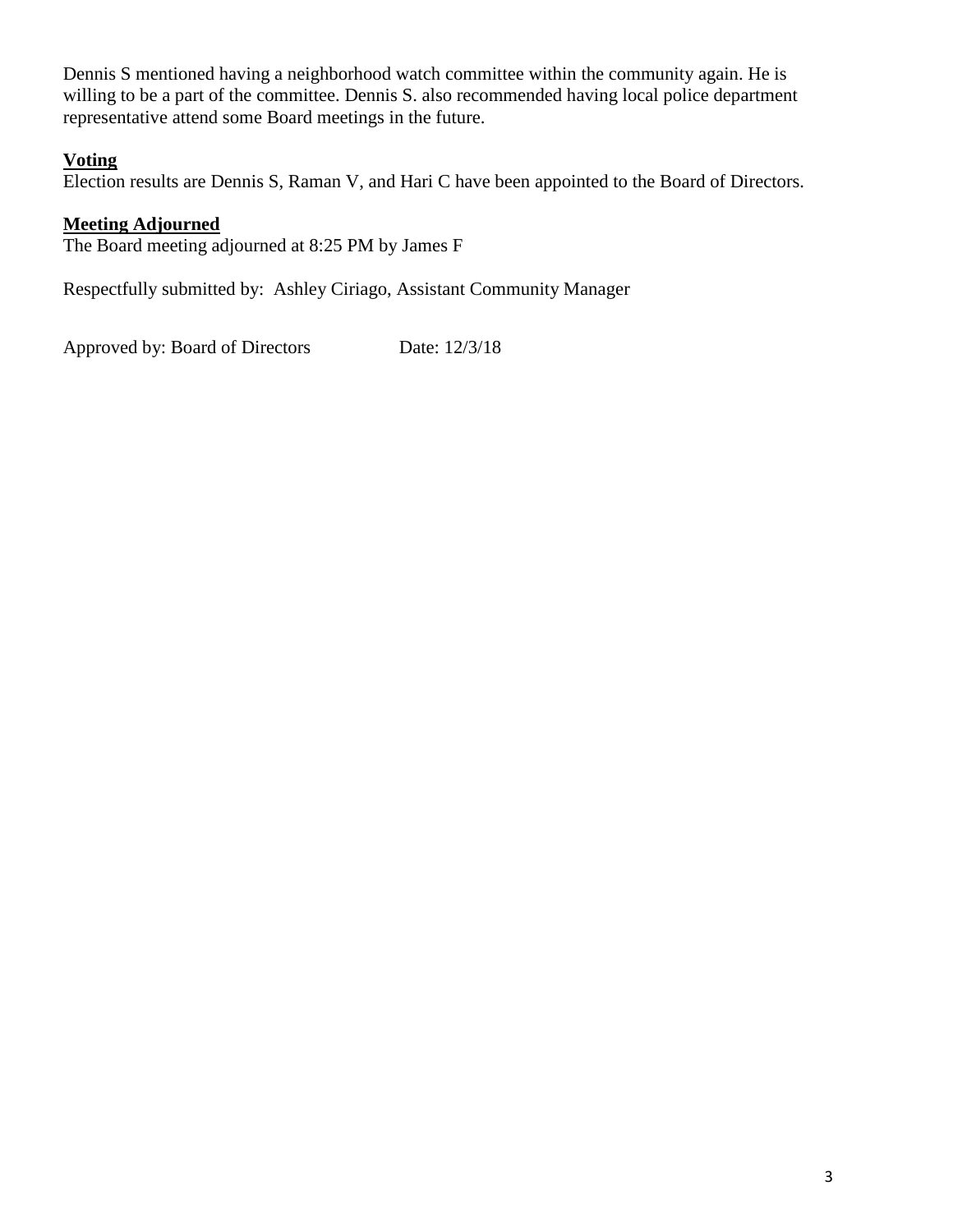Dennis S mentioned having a neighborhood watch committee within the community again. He is willing to be a part of the committee. Dennis S. also recommended having local police department representative attend some Board meetings in the future.

**Voting**

Election results are Dennis S, Raman V, and Hari C have been appointed to the Board of Directors.

**Meeting Adjourned**

The Board meeting adjourned at 8:25 PM by James F

Respectfully submitted by: Ashley Ciriago, Assistant Community Manager

Approved by: Board of Directors    Date: 12/3/18